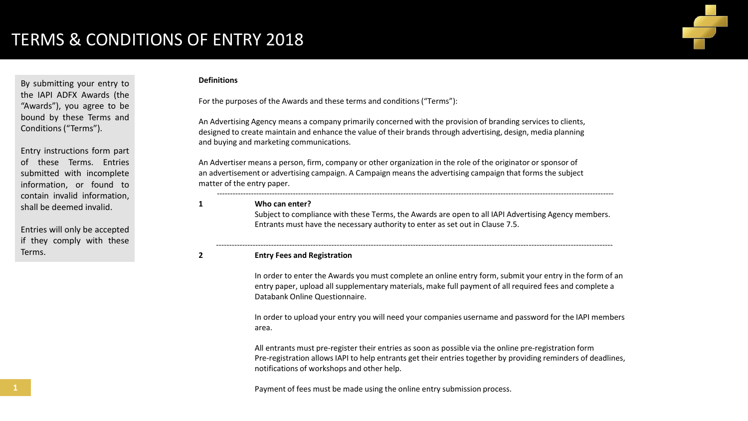# TERMS & CONDITIONS OF ENTRY 2018

By submitting your entry to the IAPI ADFX Awards (the "Awards"), you agree to be bound by these Terms and Conditions ("Terms").

Entry instructions form part of these Terms. Entries submitted with incomplete information, or found to contain invalid information, shall be deemed invalid.

Entries will only be accepted if they comply with these Terms.

**Definitions**

For the purposes of the Awards and these terms and conditions ("Terms"):

An Advertising Agency means a company primarily concerned with the provision of branding services to clients, designed to create maintain and enhance the value of their brands through advertising, design, media planning and buying and marketing communications.

An Advertiser means a person, firm, company or other organization in the role of the originator or sponsor of an advertisement or advertising campaign. A Campaign means the advertising campaign that forms the subject matter of the entry paper.

---

**1 Who can enter?**

Subject to compliance with these Terms, the Awards are open to all IAPI Advertising Agency members. Entrants must have the necessary authority to enter as set out in Clause 7.5.

---

**2 Entry Fees and Registration**

In order to enter the Awards you must complete an online entry form, submit your entry in the form of an entry paper, upload all supplementary materials, make full payment of all required fees and complete a Databank Online Questionnaire.

In order to upload your entry you will need your companies username and password for the IAPI members area.

All entrants must pre-register their entries as soon as possible via the online pre-registration form
Pre-registration allows IAPI to help entrants get their entries together by providing reminders of deadlines, notifications of workshops and other help.

Payment of fees must be made using the online entry submission process.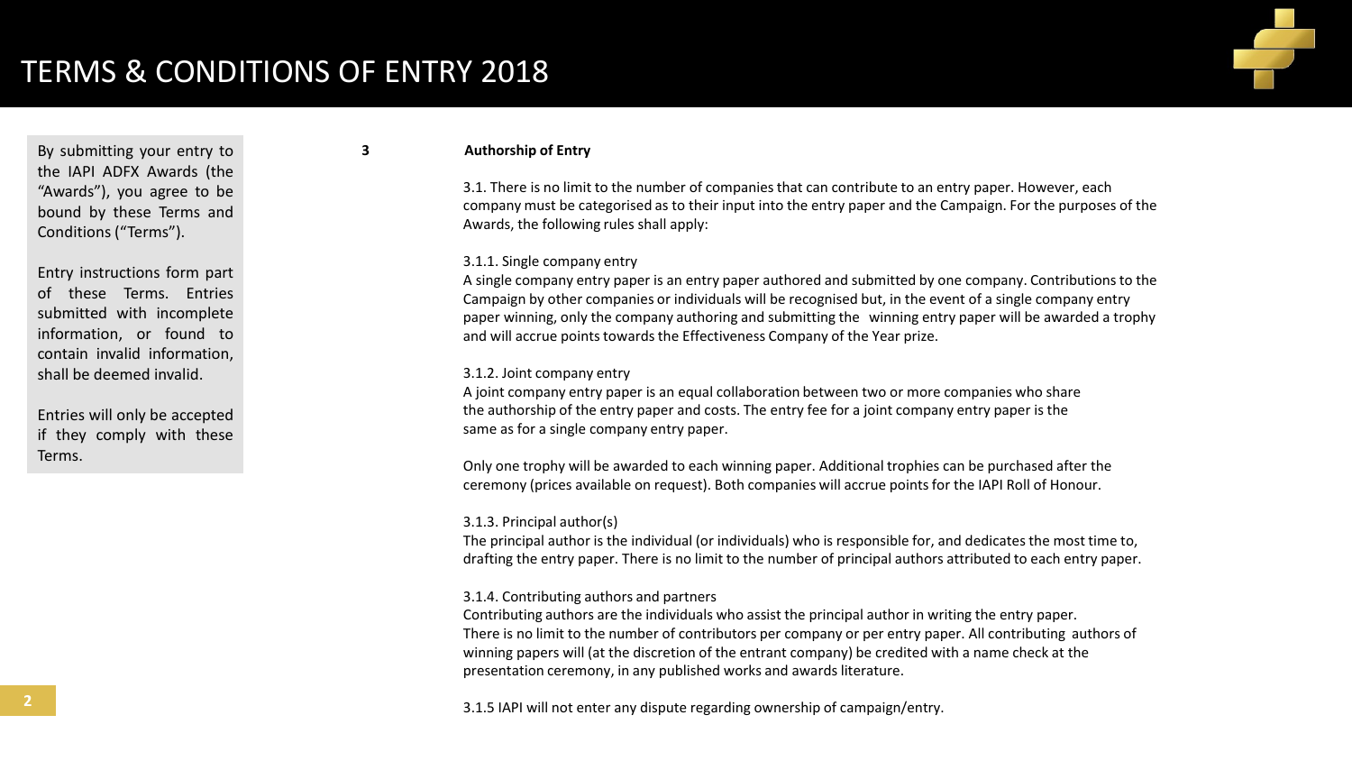# TERMS & CONDITIONS OF ENTRY 2018

By submitting your entry to the IAPI ADFX Awards (the "Awards"), you agree to be bound by these Terms and Conditions ("Terms").

Entry instructions form part of these Terms. Entries submitted with incomplete information, or found to contain invalid information, shall be deemed invalid.

Entries will only be accepted if they comply with these Terms.

## 3 Authorship of Entry

3.1. There is no limit to the number of companies that can contribute to an entry paper. However, each company must be categorised as to their input into the entry paper and the Campaign. For the purposes of the Awards, the following rules shall apply:

3.1.1. Single company entry
A single company entry paper is an entry paper authored and submitted by one company. Contributions to the Campaign by other companies or individuals will be recognised but, in the event of a single company entry paper winning, only the company authoring and submitting the winning entry paper will be awarded a trophy and will accrue points towards the Effectiveness Company of the Year prize.

3.1.2. Joint company entry
A joint company entry paper is an equal collaboration between two or more companies who share the authorship of the entry paper and costs. The entry fee for a joint company entry paper is the same as for a single company entry paper.

Only one trophy will be awarded to each winning paper. Additional trophies can be purchased after the ceremony (prices available on request). Both companies will accrue points for the IAPI Roll of Honour.

3.1.3. Principal author(s)
The principal author is the individual (or individuals) who is responsible for, and dedicates the most time to, drafting the entry paper. There is no limit to the number of principal authors attributed to each entry paper.

3.1.4. Contributing authors and partners
Contributing authors are the individuals who assist the principal author in writing the entry paper. There is no limit to the number of contributors per company or per entry paper. All contributing authors of winning papers will (at the discretion of the entrant company) be credited with a name check at the presentation ceremony, in any published works and awards literature.

3.1.5 IAPI will not enter any dispute regarding ownership of campaign/entry.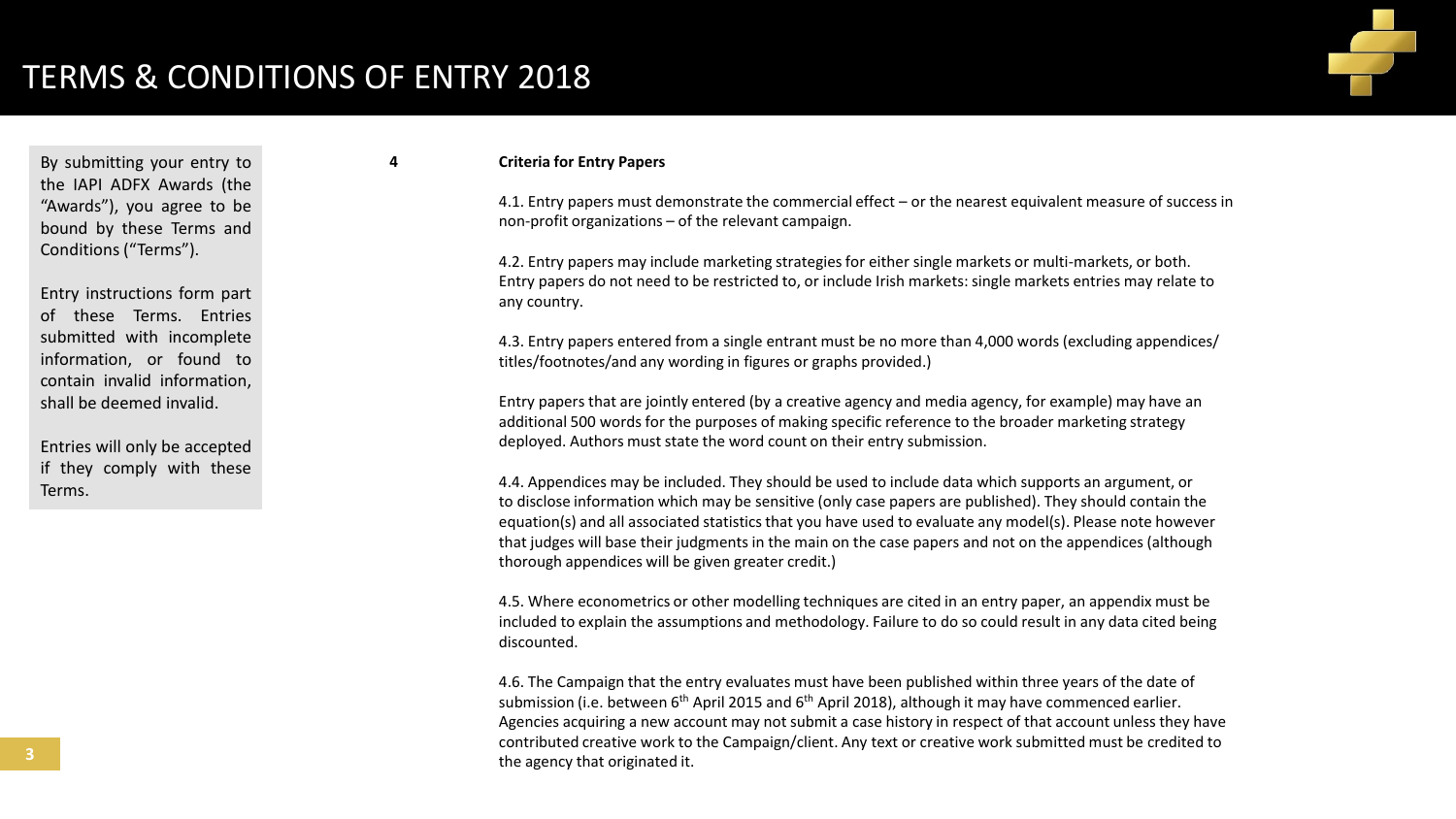# TERMS & CONDITIONS OF ENTRY 2018

By submitting your entry to the IAPI ADFX Awards (the "Awards"), you agree to be bound by these Terms and Conditions ("Terms").

Entry instructions form part of these Terms. Entries submitted with incomplete information, or found to contain invalid information, shall be deemed invalid.

Entries will only be accepted if they comply with these Terms.

## 4 Criteria for Entry Papers

4.1. Entry papers must demonstrate the commercial effect – or the nearest equivalent measure of success in non-profit organizations – of the relevant campaign.

4.2. Entry papers may include marketing strategies for either single markets or multi-markets, or both. Entry papers do not need to be restricted to, or include Irish markets: single markets entries may relate to any country.

4.3. Entry papers entered from a single entrant must be no more than 4,000 words (excluding appendices/ titles/footnotes/and any wording in figures or graphs provided.)

Entry papers that are jointly entered (by a creative agency and media agency, for example) may have an additional 500 words for the purposes of making specific reference to the broader marketing strategy deployed. Authors must state the word count on their entry submission.

4.4. Appendices may be included. They should be used to include data which supports an argument, or to disclose information which may be sensitive (only case papers are published). They should contain the equation(s) and all associated statistics that you have used to evaluate any model(s). Please note however that judges will base their judgments in the main on the case papers and not on the appendices (although thorough appendices will be given greater credit.)

4.5. Where econometrics or other modelling techniques are cited in an entry paper, an appendix must be included to explain the assumptions and methodology. Failure to do so could result in any data cited being discounted.

4.6. The Campaign that the entry evaluates must have been published within three years of the date of submission (i.e. between 6th April 2015 and 6th April 2018), although it may have commenced earlier. Agencies acquiring a new account may not submit a case history in respect of that account unless they have contributed creative work to the Campaign/client. Any text or creative work submitted must be credited to the agency that originated it.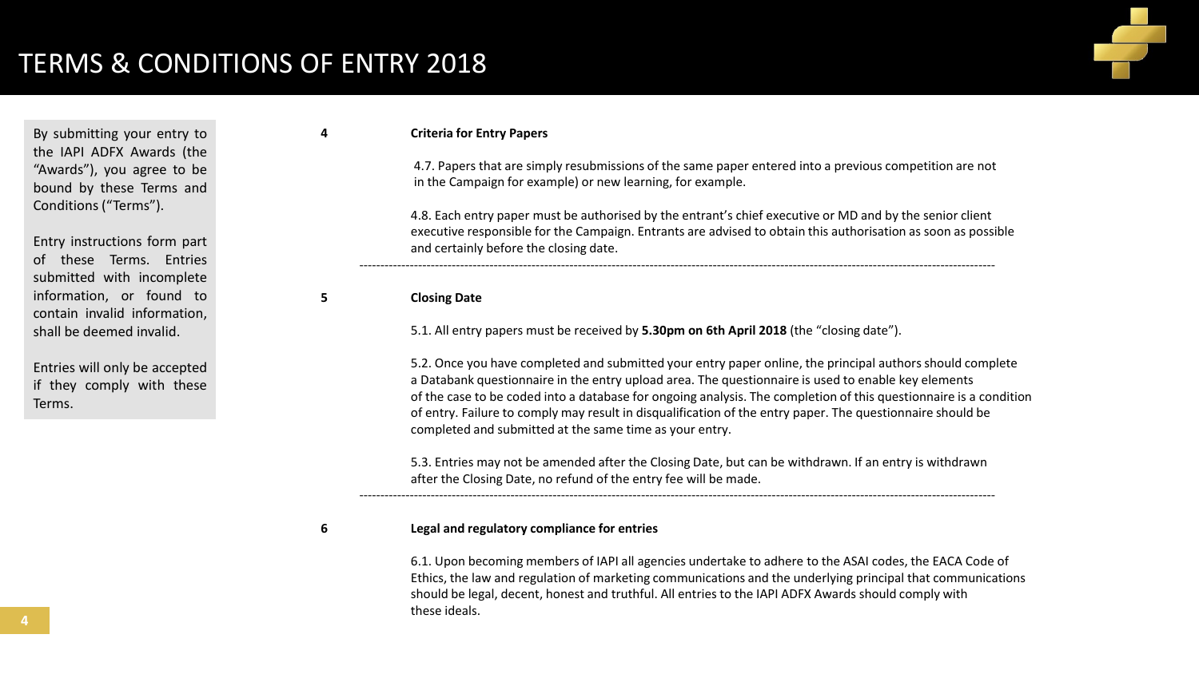# TERMS & CONDITIONS OF ENTRY 2018

By submitting your entry to the IAPI ADFX Awards (the "Awards"), you agree to be bound by these Terms and Conditions ("Terms").

Entry instructions form part of these Terms. Entries submitted with incomplete information, or found to contain invalid information, shall be deemed invalid.

Entries will only be accepted if they comply with these Terms.

## 4 Criteria for Entry Papers

4.7. Papers that are simply resubmissions of the same paper entered into a previous competition are not in the Campaign for example) or new learning, for example.

4.8. Each entry paper must be authorised by the entrant's chief executive or MD and by the senior client executive responsible for the Campaign. Entrants are advised to obtain this authorisation as soon as possible and certainly before the closing date.

---

## 5 Closing Date

5.1. All entry papers must be received by **5.30pm on 6th April 2018** (the "closing date").

5.2. Once you have completed and submitted your entry paper online, the principal authors should complete a Databank questionnaire in the entry upload area. The questionnaire is used to enable key elements of the case to be coded into a database for ongoing analysis. The completion of this questionnaire is a condition of entry. Failure to comply may result in disqualification of the entry paper. The questionnaire should be completed and submitted at the same time as your entry.

5.3. Entries may not be amended after the Closing Date, but can be withdrawn. If an entry is withdrawn after the Closing Date, no refund of the entry fee will be made.

---

## 6 Legal and regulatory compliance for entries

6.1. Upon becoming members of IAPI all agencies undertake to adhere to the ASAI codes, the EACA Code of Ethics, the law and regulation of marketing communications and the underlying principal that communications should be legal, decent, honest and truthful. All entries to the IAPI ADFX Awards should comply with these ideals.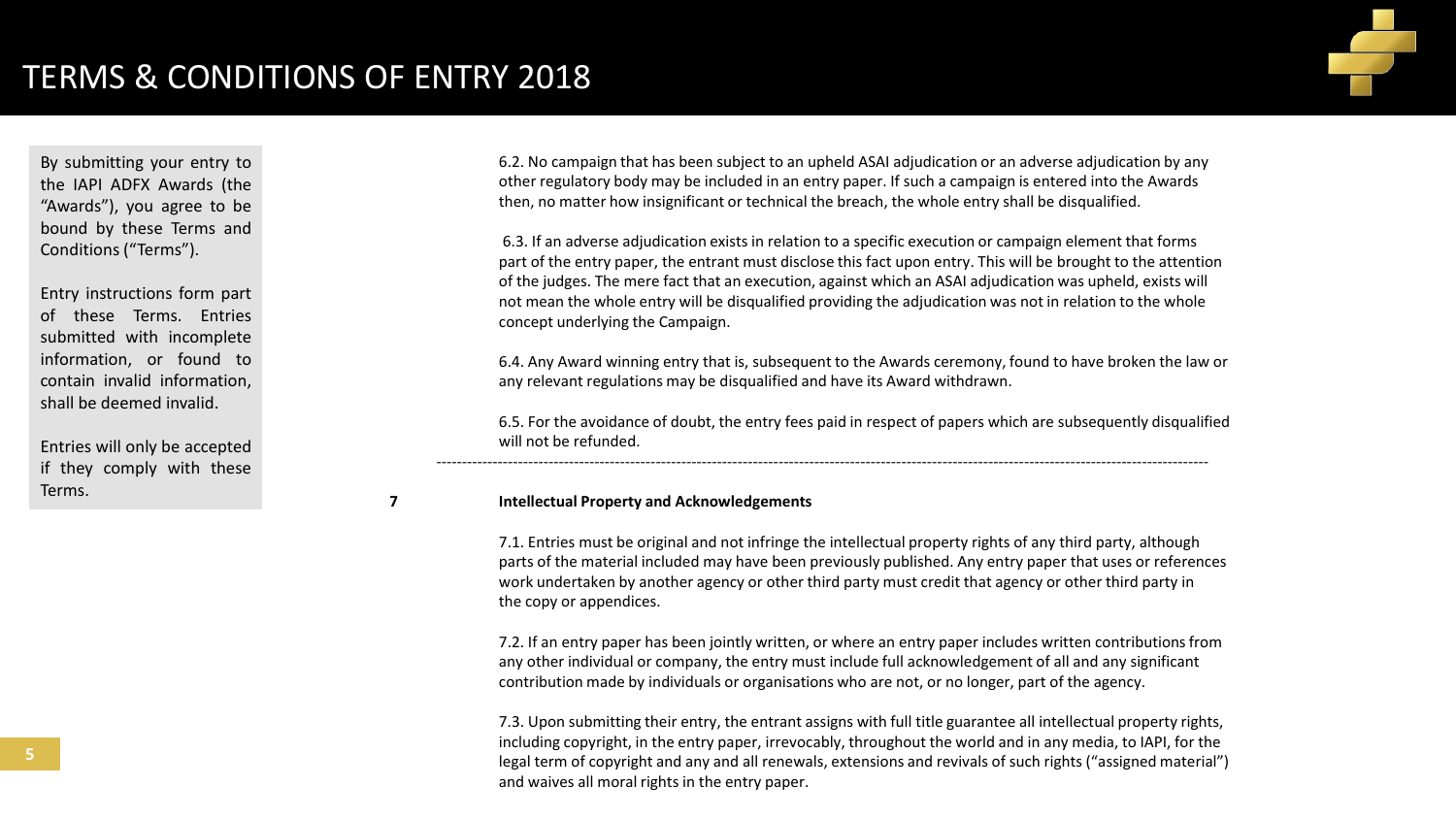# TERMS & CONDITIONS OF ENTRY 2018

By submitting your entry to the IAPI ADFX Awards (the "Awards"), you agree to be bound by these Terms and Conditions ("Terms").

Entry instructions form part of these Terms. Entries submitted with incomplete information, or found to contain invalid information, shall be deemed invalid.

Entries will only be accepted if they comply with these Terms.

6.2. No campaign that has been subject to an upheld ASAI adjudication or an adverse adjudication by any other regulatory body may be included in an entry paper. If such a campaign is entered into the Awards then, no matter how insignificant or technical the breach, the whole entry shall be disqualified.

6.3. If an adverse adjudication exists in relation to a specific execution or campaign element that forms part of the entry paper, the entrant must disclose this fact upon entry. This will be brought to the attention of the judges. The mere fact that an execution, against which an ASAI adjudication was upheld, exists will not mean the whole entry will be disqualified providing the adjudication was not in relation to the whole concept underlying the Campaign.

6.4. Any Award winning entry that is, subsequent to the Awards ceremony, found to have broken the law or any relevant regulations may be disqualified and have its Award withdrawn.

6.5. For the avoidance of doubt, the entry fees paid in respect of papers which are subsequently disqualified will not be refunded.

---

**7 Intellectual Property and Acknowledgements**

7.1. Entries must be original and not infringe the intellectual property rights of any third party, although parts of the material included may have been previously published. Any entry paper that uses or references work undertaken by another agency or other third party must credit that agency or other third party in the copy or appendices.

7.2. If an entry paper has been jointly written, or where an entry paper includes written contributions from any other individual or company, the entry must include full acknowledgement of all and any significant contribution made by individuals or organisations who are not, or no longer, part of the agency.

7.3. Upon submitting their entry, the entrant assigns with full title guarantee all intellectual property rights, including copyright, in the entry paper, irrevocably, throughout the world and in any media, to IAPI, for the legal term of copyright and any and all renewals, extensions and revivals of such rights ("assigned material") and waives all moral rights in the entry paper.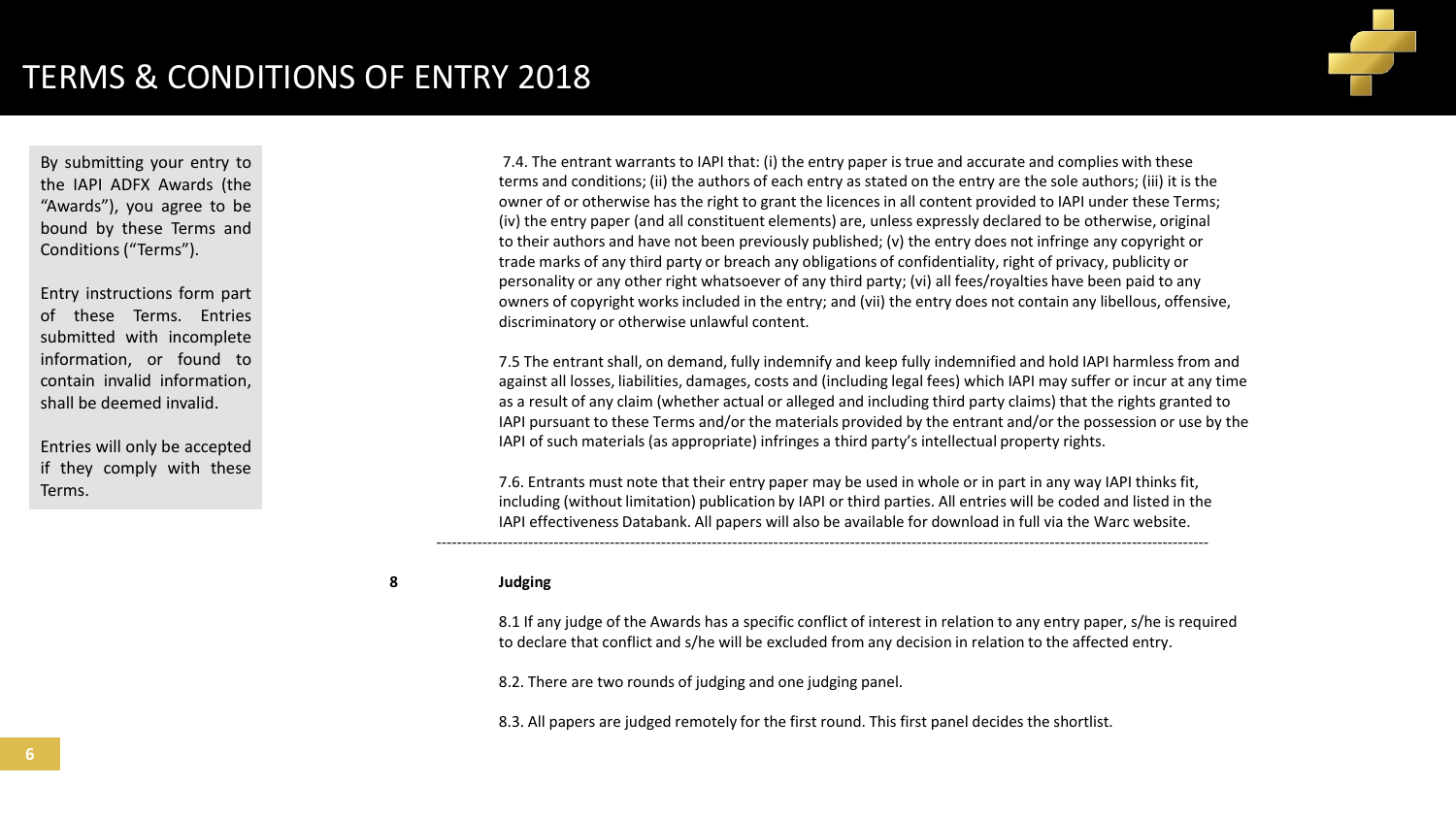# TERMS & CONDITIONS OF ENTRY 2018

By submitting your entry to the IAPI ADFX Awards (the "Awards"), you agree to be bound by these Terms and Conditions ("Terms").

Entry instructions form part of these Terms. Entries submitted with incomplete information, or found to contain invalid information, shall be deemed invalid.

Entries will only be accepted if they comply with these Terms.

7.4. The entrant warrants to IAPI that: (i) the entry paper is true and accurate and complies with these terms and conditions; (ii) the authors of each entry as stated on the entry are the sole authors; (iii) it is the owner of or otherwise has the right to grant the licences in all content provided to IAPI under these Terms; (iv) the entry paper (and all constituent elements) are, unless expressly declared to be otherwise, original to their authors and have not been previously published; (v) the entry does not infringe any copyright or trade marks of any third party or breach any obligations of confidentiality, right of privacy, publicity or personality or any other right whatsoever of any third party; (vi) all fees/royalties have been paid to any owners of copyright works included in the entry; and (vii) the entry does not contain any libellous, offensive, discriminatory or otherwise unlawful content.

7.5 The entrant shall, on demand, fully indemnify and keep fully indemnified and hold IAPI harmless from and against all losses, liabilities, damages, costs and (including legal fees) which IAPI may suffer or incur at any time as a result of any claim (whether actual or alleged and including third party claims) that the rights granted to IAPI pursuant to these Terms and/or the materials provided by the entrant and/or the possession or use by the IAPI of such materials (as appropriate) infringes a third party's intellectual property rights.

7.6. Entrants must note that their entry paper may be used in whole or in part in any way IAPI thinks fit, including (without limitation) publication by IAPI or third parties. All entries will be coded and listed in the IAPI effectiveness Databank. All papers will also be available for download in full via the Warc website.

---

**8 Judging**

8.1 If any judge of the Awards has a specific conflict of interest in relation to any entry paper, s/he is required to declare that conflict and s/he will be excluded from any decision in relation to the affected entry.

8.2. There are two rounds of judging and one judging panel.

8.3. All papers are judged remotely for the first round. This first panel decides the shortlist.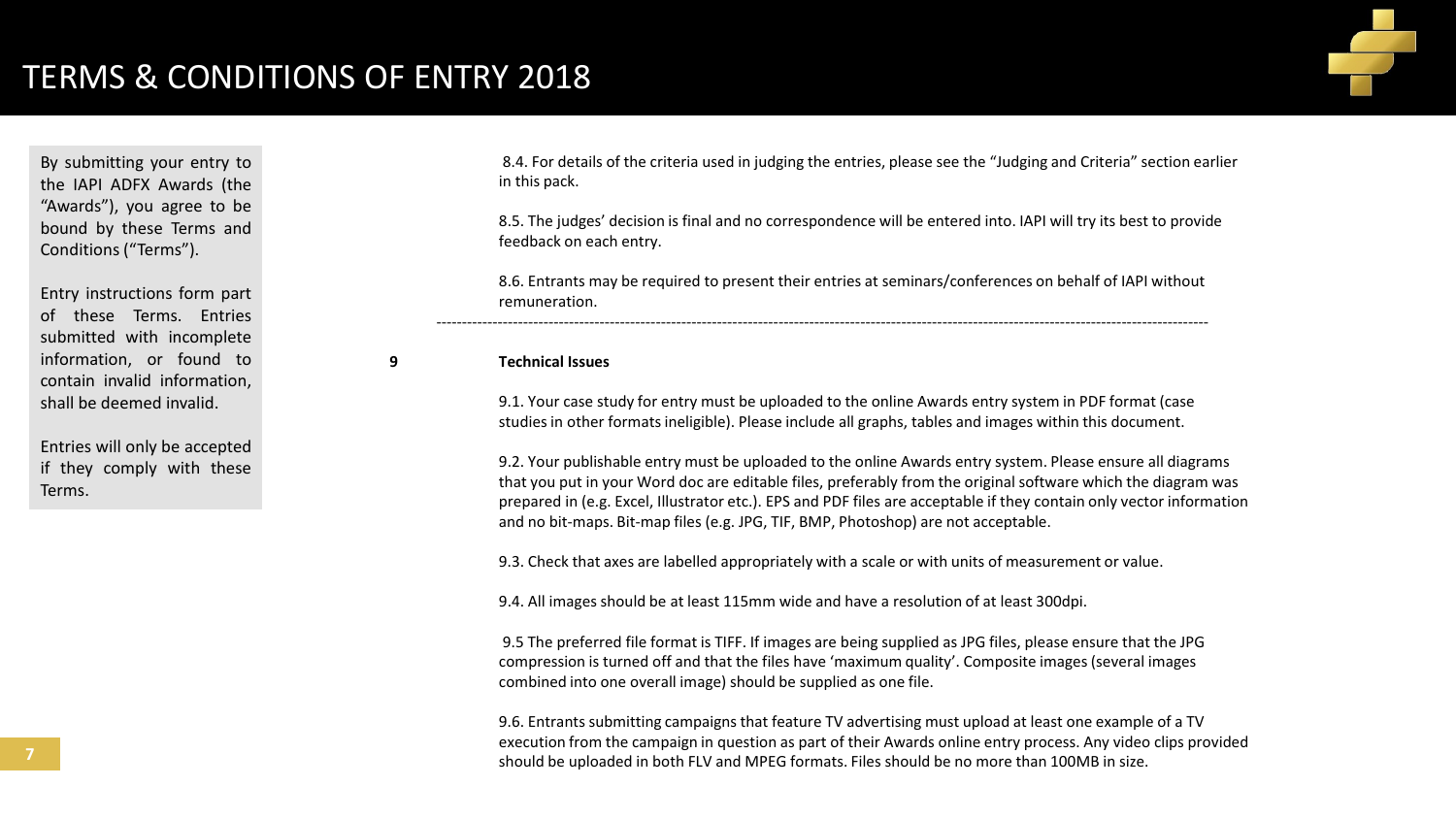# TERMS & CONDITIONS OF ENTRY 2018

By submitting your entry to the IAPI ADFX Awards (the "Awards"), you agree to be bound by these Terms and Conditions ("Terms").

Entry instructions form part of these Terms. Entries submitted with incomplete information, or found to contain invalid information, shall be deemed invalid.

Entries will only be accepted if they comply with these Terms.

8.4. For details of the criteria used in judging the entries, please see the "Judging and Criteria" section earlier in this pack.

8.5. The judges' decision is final and no correspondence will be entered into. IAPI will try its best to provide feedback on each entry.

8.6. Entrants may be required to present their entries at seminars/conferences on behalf of IAPI without remuneration.

---

**9 Technical Issues**

9.1. Your case study for entry must be uploaded to the online Awards entry system in PDF format (case studies in other formats ineligible). Please include all graphs, tables and images within this document.

9.2. Your publishable entry must be uploaded to the online Awards entry system. Please ensure all diagrams that you put in your Word doc are editable files, preferably from the original software which the diagram was prepared in (e.g. Excel, Illustrator etc.). EPS and PDF files are acceptable if they contain only vector information and no bit-maps. Bit-map files (e.g. JPG, TIF, BMP, Photoshop) are not acceptable.

9.3. Check that axes are labelled appropriately with a scale or with units of measurement or value.

9.4. All images should be at least 115mm wide and have a resolution of at least 300dpi.

9.5 The preferred file format is TIFF. If images are being supplied as JPG files, please ensure that the JPG compression is turned off and that the files have 'maximum quality'. Composite images (several images combined into one overall image) should be supplied as one file.

9.6. Entrants submitting campaigns that feature TV advertising must upload at least one example of a TV execution from the campaign in question as part of their Awards online entry process. Any video clips provided should be uploaded in both FLV and MPEG formats. Files should be no more than 100MB in size.